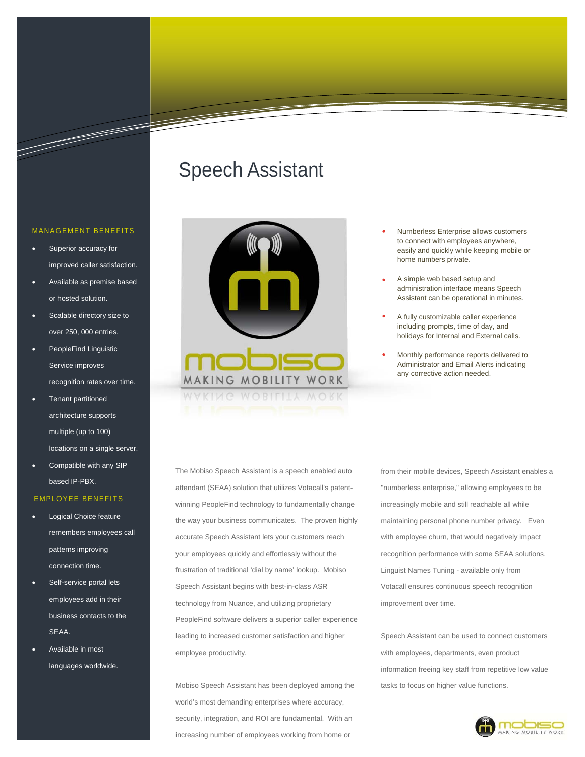# Speech Assistant

## MANAGEMENT BENEFITS

- Superior accuracy for improved caller satisfaction.
- Available as premise based or hosted solution.
- Scalable directory size to over 250, 000 entries.
- PeopleFind Linguistic Service improves recognition rates over time.
- Tenant partitioned architecture supports multiple (up to 100) locations on a single server.
- Compatible with any SIP based IP-PBX.

## EMPLOYEE BENEFITS

- Logical Choice feature remembers employees call patterns improving connection time.
- Self-service portal lets employees add in their business contacts to the SEAA.
- Available in most languages worldwide.

---

- Numberless Enterprise allows customers to connect with employees anywhere, easily and quickly while keeping mobile or home numbers private.
- A simple web based setup and administration interface means Speech Assistant can be operational in minutes.
- A fully customizable caller experience including prompts, time of day, and holidays for Internal and External calls.
- Monthly performance reports delivered to Administrator and Email Alerts indicating any corrective action needed.

The Mobiso Speech Assistant is a speech enabled auto attendant (SEAA) solution that utilizes Votacall's patent-winning PeopleFind technology to fundamentally change the way your business communicates. The proven highly accurate Speech Assistant lets your customers reach your employees quickly and effortlessly without the frustration of traditional 'dial by name' lookup. Mobiso Speech Assistant begins with best-in-class ASR technology from Nuance, and utilizing proprietary PeopleFind software delivers a superior caller experience leading to increased customer satisfaction and higher employee productivity.

Mobiso Speech Assistant has been deployed among the world's most demanding enterprises where accuracy, security, integration, and ROI are fundamental. With an increasing number of employees working from home or from their mobile devices, Speech Assistant enables a "numberless enterprise," allowing employees to be increasingly mobile and still reachable all while maintaining personal phone number privacy. Even with employee churn, that would negatively impact recognition performance with some SEAA solutions, Linguist Names Tuning - available only from Votacall ensures continuous speech recognition improvement over time.

Speech Assistant can be used to connect customers with employees, departments, even product information freeing key staff from repetitive low value tasks to focus on higher value functions.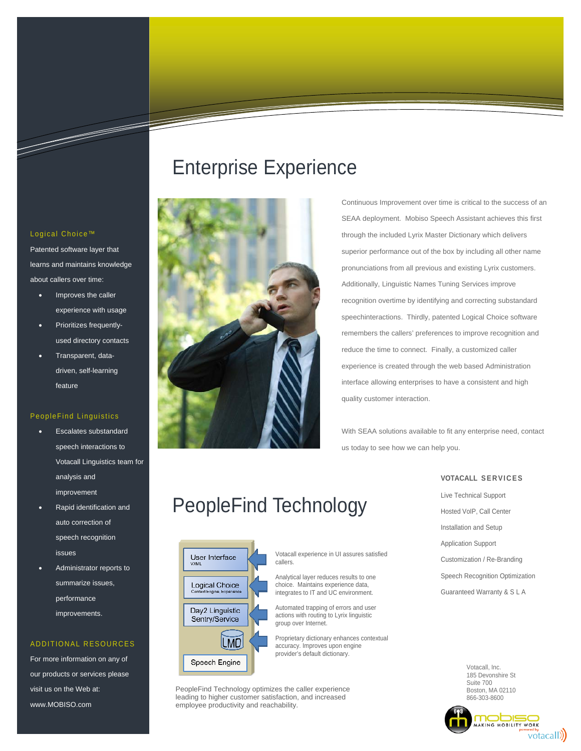# Enterprise Experience

Continuous Improvement over time is critical to the success of an SEAA deployment. Mobiso Speech Assistant achieves this first through the included Lyrix Master Dictionary which delivers superior performance out of the box by including all other name pronunciations from all previous and existing Lyrix customers. Additionally, Linguistic Names Tuning Services improve recognition overtime by identifying and correcting substandard speechinteractions. Thirdly, patented Logical Choice software remembers the callers' preferences to improve recognition and reduce the time to connect. Finally, a customized caller experience is created through the web based Administration interface allowing enterprises to have a consistent and high quality customer interaction.

With SEAA solutions available to fit any enterprise need, contact us today to see how we can help you.

# PeopleFind Technology

User Interface
VXML

Votacall experience in UI assures satisfied callers.

Logical Choice
Context Engine, Experience

Analytical layer reduces results to one choice. Maintains experience data, integrates to IT and UC environment.

Day2 Linguistic Sentry/Service

Automated trapping of errors and user actions with routing to Lyrix linguistic group over Internet.

LMD

Proprietary dictionary enhances contextual accuracy. Improves upon engine provider's default dictionary.

Speech Engine

PeopleFind Technology optimizes the caller experience leading to higher customer satisfaction, and increased employee productivity and reachability.

### Logical Choice™

Patented software layer that learns and maintains knowledge about callers over time:

- Improves the caller experience with usage
- Prioritizes frequently-used directory contacts
- Transparent, data-driven, self-learning feature

### PeopleFind Linguistics

- Escalates substandard speech interactions to Votacall Linguistics team for analysis and improvement
- Rapid identification and auto correction of speech recognition issues
- Administrator reports to summarize issues, performance improvements.

### ADDITIONAL RESOURCES

For more information on any of our products or services please visit us on the Web at: www.MOBISO.com

### VOTACALL SERVICES

Live Technical Support

Hosted VoIP, Call Center

Installation and Setup

Application Support

Customization / Re-Branding

Speech Recognition Optimization

Guaranteed Warranty & S L A

Votacall, Inc.
185 Devonshire St
Suite 700
Boston, MA 02110
866-303-8600

mobiso MAKING MOBILITY WORK
powered by votacall